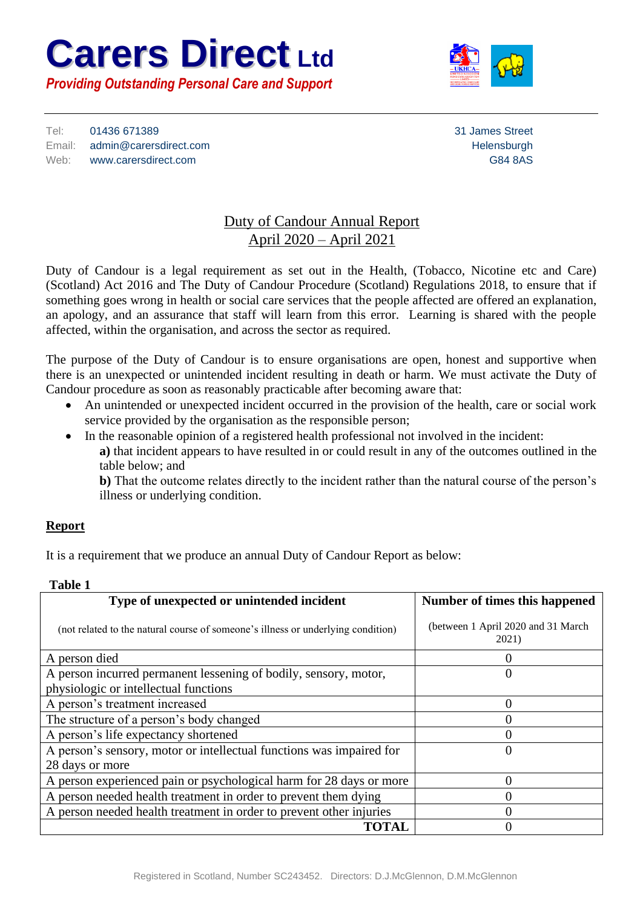# Carers Direct Ltd

***Providing Outstanding Personal Care and Support***

Tel: 01436 671389
Email: admin@carersdirect.com
Web: www.carersdirect.com

31 James Street
Helensburgh
G84 8AS

## Duty of Candour Annual Report
## April 2020 – April 2021

Duty of Candour is a legal requirement as set out in the Health, (Tobacco, Nicotine etc and Care) (Scotland) Act 2016 and The Duty of Candour Procedure (Scotland) Regulations 2018, to ensure that if something goes wrong in health or social care services that the people affected are offered an explanation, an apology, and an assurance that staff will learn from this error. Learning is shared with the people affected, within the organisation, and across the sector as required.

The purpose of the Duty of Candour is to ensure organisations are open, honest and supportive when there is an unexpected or unintended incident resulting in death or harm. We must activate the Duty of Candour procedure as soon as reasonably practicable after becoming aware that:

- An unintended or unexpected incident occurred in the provision of the health, care or social work service provided by the organisation as the responsible person;
- In the reasonable opinion of a registered health professional not involved in the incident:
  **a)** that incident appears to have resulted in or could result in any of the outcomes outlined in the table below; and
  **b)** That the outcome relates directly to the incident rather than the natural course of the person's illness or underlying condition.

**Report**

It is a requirement that we produce an annual Duty of Candour Report as below:

**Table 1**

| **Type of unexpected or unintended incident** (not related to the natural course of someone's illness or underlying condition) | **Number of times this happened** (between 1 April 2020 and 31 March 2021) |
|---|---|
| A person died | 0 |
| A person incurred permanent lessening of bodily, sensory, motor, physiologic or intellectual functions | 0 |
| A person's treatment increased | 0 |
| The structure of a person's body changed | 0 |
| A person's life expectancy shortened | 0 |
| A person's sensory, motor or intellectual functions was impaired for 28 days or more | 0 |
| A person experienced pain or psychological harm for 28 days or more | 0 |
| A person needed health treatment in order to prevent them dying | 0 |
| A person needed health treatment in order to prevent other injuries | 0 |
| **TOTAL** | 0 |

Registered in Scotland, Number SC243452. Directors: D.J.McGlennon, D.M.McGlennon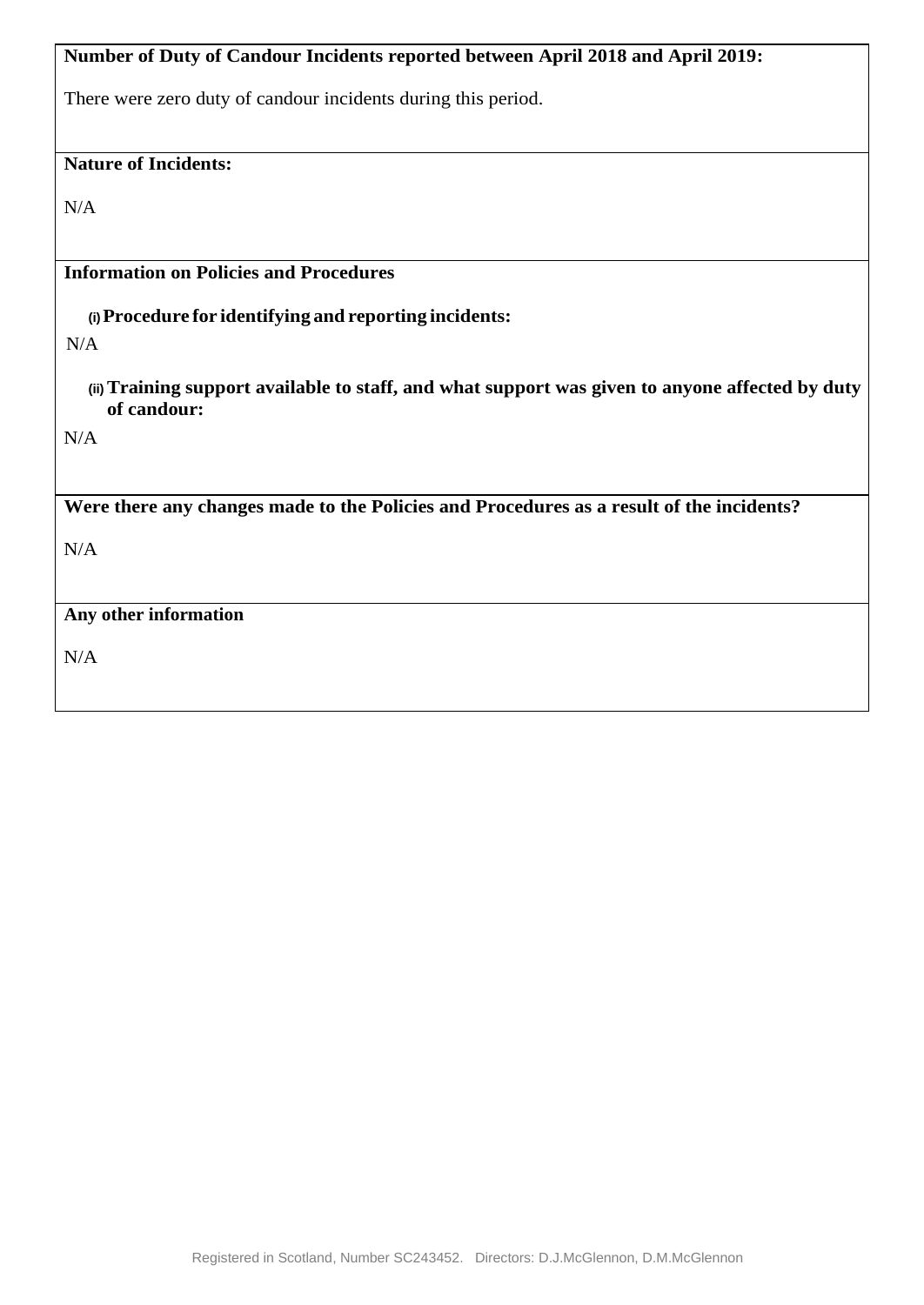**Number of Duty of Candour Incidents reported between April 2018 and April 2019:**

There were zero duty of candour incidents during this period.

**Nature of Incidents:**

N/A

**Information on Policies and Procedures**

(i) **Procedure for identifying and reporting incidents:**

N/A

(ii) **Training support available to staff, and what support was given to anyone affected by duty of candour:**

N/A

**Were there any changes made to the Policies and Procedures as a result of the incidents?**

N/A

**Any other information**

N/A

Registered in Scotland, Number SC243452. Directors: D.J.McGlennon, D.M.McGlennon